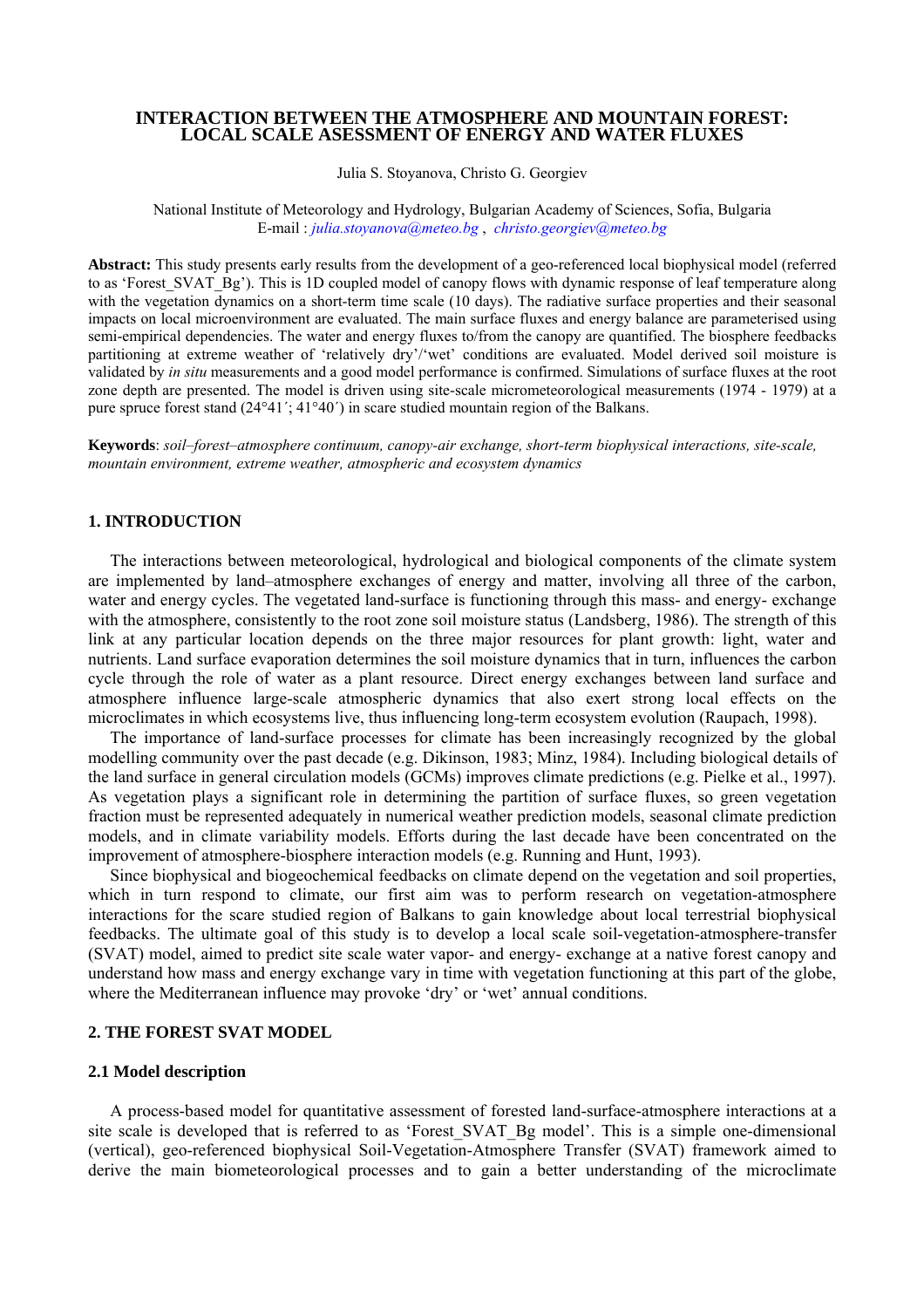# INTERACTION BETWEEN THE ATMOSPHERE AND MOUNTAIN FOREST: LOCAL SCALE ASESSMENT OF ENERGY AND WATER FLUXES

Julia S. Stoyanova, Christo G. Georgiev

National Institute of Meteorology and Hydrology, Bulgarian Academy of Sciences, Sofia, Bulgaria
E-mail : *julia.stoyanova@meteo.bg* , *christo.georgiev@meteo.bg*

**Abstract:** This study presents early results from the development of a geo-referenced local biophysical model (referred to as 'Forest_SVAT_Bg'). This is 1D coupled model of canopy flows with dynamic response of leaf temperature along with the vegetation dynamics on a short-term time scale (10 days). The radiative surface properties and their seasonal impacts on local microenvironment are evaluated. The main surface fluxes and energy balance are parameterised using semi-empirical dependencies. The water and energy fluxes to/from the canopy are quantified. The biosphere feedbacks partitioning at extreme weather of 'relatively dry'/'wet' conditions are evaluated. Model derived soil moisture is validated by *in situ* measurements and a good model performance is confirmed. Simulations of surface fluxes at the root zone depth are presented. The model is driven using site-scale micrometeorological measurements (1974 - 1979) at a pure spruce forest stand (24°41´; 41°40´) in scare studied mountain region of the Balkans.

**Keywords**: *soil–forest–atmosphere continuum, canopy-air exchange, short-term biophysical interactions, site-scale, mountain environment, extreme weather, atmospheric and ecosystem dynamics*

## 1. INTRODUCTION

The interactions between meteorological, hydrological and biological components of the climate system are implemented by land–atmosphere exchanges of energy and matter, involving all three of the carbon, water and energy cycles. The vegetated land-surface is functioning through this mass- and energy- exchange with the atmosphere, consistently to the root zone soil moisture status (Landsberg, 1986). The strength of this link at any particular location depends on the three major resources for plant growth: light, water and nutrients. Land surface evaporation determines the soil moisture dynamics that in turn, influences the carbon cycle through the role of water as a plant resource. Direct energy exchanges between land surface and atmosphere influence large-scale atmospheric dynamics that also exert strong local effects on the microclimates in which ecosystems live, thus influencing long-term ecosystem evolution (Raupach, 1998).

The importance of land-surface processes for climate has been increasingly recognized by the global modelling community over the past decade (e.g. Dikinson, 1983; Minz, 1984). Including biological details of the land surface in general circulation models (GCMs) improves climate predictions (e.g. Pielke et al., 1997). As vegetation plays a significant role in determining the partition of surface fluxes, so green vegetation fraction must be represented adequately in numerical weather prediction models, seasonal climate prediction models, and in climate variability models. Efforts during the last decade have been concentrated on the improvement of atmosphere-biosphere interaction models (e.g. Running and Hunt, 1993).

Since biophysical and biogeochemical feedbacks on climate depend on the vegetation and soil properties, which in turn respond to climate, our first aim was to perform research on vegetation-atmosphere interactions for the scare studied region of Balkans to gain knowledge about local terrestrial biophysical feedbacks. The ultimate goal of this study is to develop a local scale soil-vegetation-atmosphere-transfer (SVAT) model, aimed to predict site scale water vapor- and energy- exchange at a native forest canopy and understand how mass and energy exchange vary in time with vegetation functioning at this part of the globe, where the Mediterranean influence may provoke 'dry' or 'wet' annual conditions.

## 2. THE FOREST SVAT MODEL

### 2.1 Model description

A process-based model for quantitative assessment of forested land-surface-atmosphere interactions at a site scale is developed that is referred to as 'Forest_SVAT_Bg model'. This is a simple one-dimensional (vertical), geo-referenced biophysical Soil-Vegetation-Atmosphere Transfer (SVAT) framework aimed to derive the main biometeorological processes and to gain a better understanding of the microclimate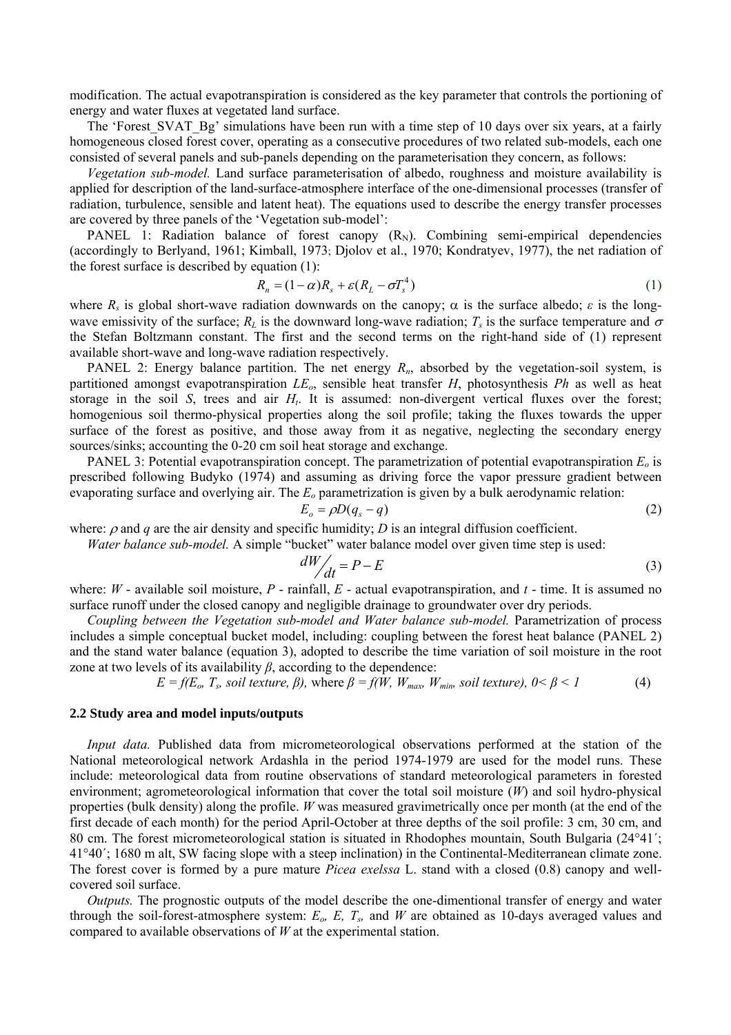modification. The actual evapotranspiration is considered as the key parameter that controls the portioning of energy and water fluxes at vegetated land surface.

The 'Forest_SVAT_Bg' simulations have been run with a time step of 10 days over six years, at a fairly homogeneous closed forest cover, operating as a consecutive procedures of two related sub-models, each one consisted of several panels and sub-panels depending on the parameterisation they concern, as follows:

*Vegetation sub-model.* Land surface parameterisation of albedo, roughness and moisture availability is applied for description of the land-surface-atmosphere interface of the one-dimensional processes (transfer of radiation, turbulence, sensible and latent heat). The equations used to describe the energy transfer processes are covered by three panels of the 'Vegetation sub-model':

PANEL 1: Radiation balance of forest canopy ($R_N$). Combining semi-empirical dependencies (accordingly to Berlyand, 1961; Kimball, 1973; Djolov et al., 1970; Kondratyev, 1977), the net radiation of the forest surface is described by equation (1):

$$R_n = (1-\alpha)R_s + \varepsilon(R_L - \sigma T_s^4) \tag{1}$$

where $R_s$ is global short-wave radiation downwards on the canopy; $\alpha$ is the surface albedo; $\varepsilon$ is the long-wave emissivity of the surface; $R_L$ is the downward long-wave radiation; $T_s$ is the surface temperature and $\sigma$ the Stefan Boltzmann constant. The first and the second terms on the right-hand side of (1) represent available short-wave and long-wave radiation respectively.

PANEL 2: Energy balance partition. The net energy $R_n$, absorbed by the vegetation-soil system, is partitioned amongst evapotranspiration $LE_o$, sensible heat transfer $H$, photosynthesis $Ph$ as well as heat storage in the soil $S$, trees and air $H_t$. It is assumed: non-divergent vertical fluxes over the forest; homogenious soil thermo-physical properties along the soil profile; taking the fluxes towards the upper surface of the forest as positive, and those away from it as negative, neglecting the secondary energy sources/sinks; accounting the 0-20 cm soil heat storage and exchange.

PANEL 3: Potential evapotranspiration concept. The parametrization of potential evapotranspiration $E_o$ is prescribed following Budyko (1974) and assuming as driving force the vapor pressure gradient between evaporating surface and overlying air. The $E_o$ parametrization is given by a bulk aerodynamic relation:

$$E_o = \rho D(q_s - q) \tag{2}$$

where: $\rho$ and $q$ are the air density and specific humidity; $D$ is an integral diffusion coefficient.

*Water balance sub-model.* A simple "bucket" water balance model over given time step is used:

$$dW/dt = P - E \tag{3}$$

where: $W$ - available soil moisture, $P$ - rainfall, $E$ - actual evapotranspiration, and $t$ - time. It is assumed no surface runoff under the closed canopy and negligible drainage to groundwater over dry periods.

*Coupling between the Vegetation sub-model and Water balance sub-model.* Parametrization of process includes a simple conceptual bucket model, including: coupling between the forest heat balance (PANEL 2) and the stand water balance (equation 3), adopted to describe the time variation of soil moisture in the root zone at two levels of its availability $\beta$, according to the dependence:

$$E = f(E_o, T_s, \textit{soil texture}, \beta), \text{ where } \beta = f(W, W_{max}, W_{min}, \textit{soil texture}),\ 0 < \beta < 1 \tag{4}$$

### 2.2 Study area and model inputs/outputs

*Input data.* Published data from micrometeorological observations performed at the station of the National meteorological network Ardashla in the period 1974-1979 are used for the model runs. These include: meteorological data from routine observations of standard meteorological parameters in forested environment; agrometeorological information that cover the total soil moisture ($W$) and soil hydro-physical properties (bulk density) along the profile. $W$ was measured gravimetrically once per month (at the end of the first decade of each month) for the period April-October at three depths of the soil profile: 3 cm, 30 cm, and 80 cm. The forest micrometeorological station is situated in Rhodophes mountain, South Bulgaria (24°41´; 41°40´; 1680 m alt, SW facing slope with a steep inclination) in the Continental-Mediterranean climate zone. The forest cover is formed by a pure mature *Picea exelssa* L. stand with a closed (0.8) canopy and well-covered soil surface.

*Outputs.* The prognostic outputs of the model describe the one-dimentional transfer of energy and water through the soil-forest-atmosphere system: $E_o$, $E$, $T_s$, and $W$ are obtained as 10-days averaged values and compared to available observations of $W$ at the experimental station.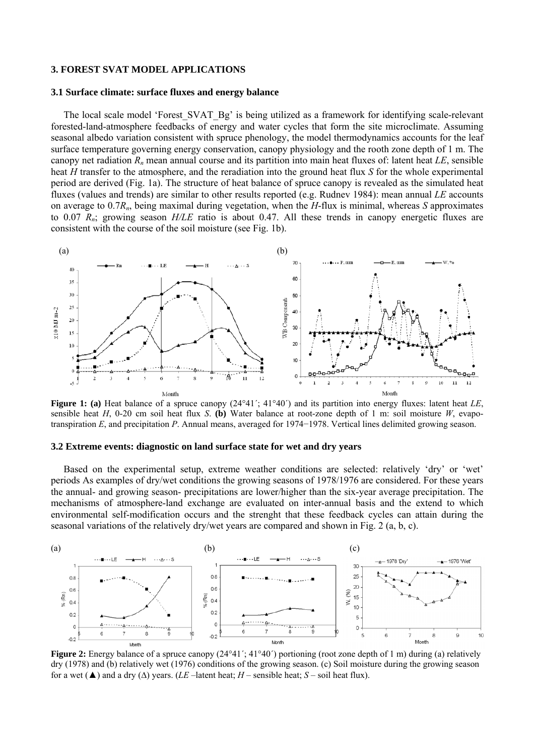## 3. FOREST SVAT MODEL APPLICATIONS

### 3.1 Surface climate: surface fluxes and energy balance

The local scale model 'Forest_SVAT_Bg' is being utilized as a framework for identifying scale-relevant forested-land-atmosphere feedbacks of energy and water cycles that form the site microclimate. Assuming seasonal albedo variation consistent with spruce phenology, the model thermodynamics accounts for the leaf surface temperature governing energy conservation, canopy physiology and the rooth zone depth of 1 m. The canopy net radiation $R_n$ mean annual course and its partition into main heat fluxes of: latent heat *LE*, sensible heat *H* transfer to the atmosphere, and the reradiation into the ground heat flux *S* for the whole experimental period are derived (Fig. 1a). The structure of heat balance of spruce canopy is revealed as the simulated heat fluxes (values and trends) are similar to other results reported (e.g. Rudnev 1984): mean annual *LE* accounts on average to $0.7R_n$, being maximal during vegetation, when the *H*-flux is minimal, whereas *S* approximates to 0.07 $R_n$; growing season *H/LE* ratio is about 0.47. All these trends in canopy energetic fluxes are consistent with the course of the soil moisture (see Fig. 1b).

**Figure 1: (a)** Heat balance of a spruce canopy (24°41´; 41°40´) and its partition into energy fluxes: latent heat *LE*, sensible heat *H*, 0-20 cm soil heat flux *S*. **(b)** Water balance at root-zone depth of 1 m: soil moisture *W*, evapo-transpiration *E*, and precipitation *P*. Annual means, averaged for 1974−1978. Vertical lines delimited growing season.

### 3.2 Extreme events: diagnostic on land surface state for wet and dry years

Based on the experimental setup, extreme weather conditions are selected: relatively 'dry' or 'wet' periods As examples of dry/wet conditions the growing seasons of 1978/1976 are considered. For these years the annual- and growing season- precipitations are lower/higher than the six-year average precipitation. The mechanisms of atmosphere-land exchange are evaluated on inter-annual basis and the extend to which environmental self-modification occurs and the strenght that these feedback cycles can attain during the seasonal variations of the relatively dry/wet years are compared and shown in Fig. 2 (a, b, c).

**Figure 2:** Energy balance of a spruce canopy (24°41´; 41°40´) portioning (root zone depth of 1 m) during (a) relatively dry (1978) and (b) relatively wet (1976) conditions of the growing season. (c) Soil moisture during the growing season for a wet (▲) and a dry (Δ) years. (*LE* –latent heat; *H* – sensible heat; *S* – soil heat flux).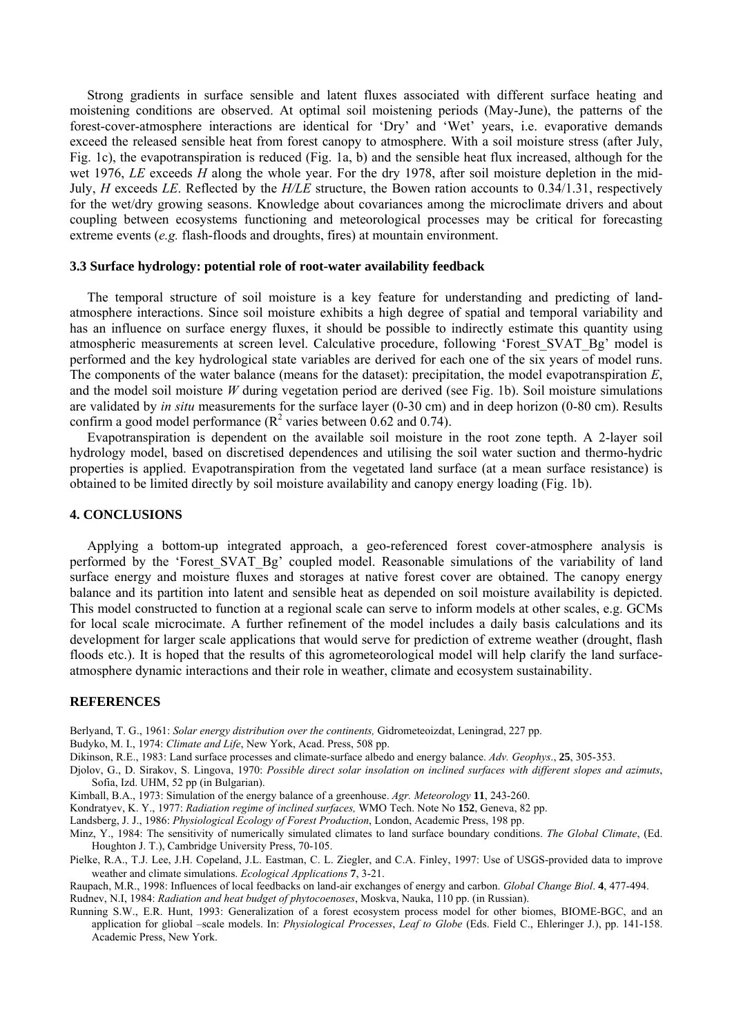Strong gradients in surface sensible and latent fluxes associated with different surface heating and moistening conditions are observed. At optimal soil moistening periods (May-June), the patterns of the forest-cover-atmosphere interactions are identical for 'Dry' and 'Wet' years, i.e. evaporative demands exceed the released sensible heat from forest canopy to atmosphere. With a soil moisture stress (after July, Fig. 1c), the evapotranspiration is reduced (Fig. 1a, b) and the sensible heat flux increased, although for the wet 1976, *LE* exceeds *H* along the whole year. For the dry 1978, after soil moisture depletion in the mid-July, *H* exceeds *LE*. Reflected by the *H/LE* structure, the Bowen ration accounts to 0.34/1.31, respectively for the wet/dry growing seasons. Knowledge about covariances among the microclimate drivers and about coupling between ecosystems functioning and meteorological processes may be critical for forecasting extreme events (*e.g.* flash-floods and droughts, fires) at mountain environment.

### 3.3 Surface hydrology: potential role of root-water availability feedback

The temporal structure of soil moisture is a key feature for understanding and predicting of land-atmosphere interactions. Since soil moisture exhibits a high degree of spatial and temporal variability and has an influence on surface energy fluxes, it should be possible to indirectly estimate this quantity using atmospheric measurements at screen level. Calculative procedure, following 'Forest_SVAT_Bg' model is performed and the key hydrological state variables are derived for each one of the six years of model runs. The components of the water balance (means for the dataset): precipitation, the model evapotranspiration *E*, and the model soil moisture *W* during vegetation period are derived (see Fig. 1b). Soil moisture simulations are validated by *in situ* measurements for the surface layer (0-30 cm) and in deep horizon (0-80 cm). Results confirm a good model performance ($R^2$ varies between 0.62 and 0.74).

Evapotranspiration is dependent on the available soil moisture in the root zone tepth. A 2-layer soil hydrology model, based on discretised dependences and utilising the soil water suction and thermo-hydric properties is applied. Evapotranspiration from the vegetated land surface (at a mean surface resistance) is obtained to be limited directly by soil moisture availability and canopy energy loading (Fig. 1b).

## 4. CONCLUSIONS

Applying a bottom-up integrated approach, a geo-referenced forest cover-atmosphere analysis is performed by the 'Forest_SVAT_Bg' coupled model. Reasonable simulations of the variability of land surface energy and moisture fluxes and storages at native forest cover are obtained. The canopy energy balance and its partition into latent and sensible heat as depended on soil moisture availability is depicted. This model constructed to function at a regional scale can serve to inform models at other scales, e.g. GCMs for local scale microcimate. A further refinement of the model includes a daily basis calculations and its development for larger scale applications that would serve for prediction of extreme weather (drought, flash floods etc.). It is hoped that the results of this agrometeorological model will help clarify the land surface-atmosphere dynamic interactions and their role in weather, climate and ecosystem sustainability.

## REFERENCES

Berlyand, T. G., 1961: *Solar energy distribution over the continents,* Gidrometeoizdat, Leningrad, 227 pp.

Budyko, M. I., 1974: *Climate and Life*, New York, Acad. Press, 508 pp.

Dikinson, R.E., 1983: Land surface processes and climate-surface albedo and energy balance. *Adv. Geophys*., **25**, 305-353.

Djolov, G., D. Sirakov, S. Lingova, 1970: *Possible direct solar insolation on inclined surfaces with different slopes and azimuts*, Sofia, Izd. UHM, 52 pp (in Bulgarian).

Kimball, B.A., 1973: Simulation of the energy balance of a greenhouse. *Agr. Meteorology* **11**, 243-260.

Kondratyev, K. Y., 1977: *Radiation regime of inclined surfaces,* WMO Tech. Note No **152**, Geneva, 82 pp.

Landsberg, J. J., 1986: *Physiological Ecology of Forest Production*, London, Academic Press, 198 pp.

Minz, Y., 1984: The sensitivity of numerically simulated climates to land surface boundary conditions. *The Global Climate*, (Ed. Houghton J. T.), Cambridge University Press, 70-105.

Pielke, R.A., T.J. Lee, J.H. Copeland, J.L. Eastman, C. L. Ziegler, and C.A. Finley, 1997: Use of USGS-provided data to improve weather and climate simulations. *Ecological Applications* **7**, 3-21.

Raupach, M.R., 1998: Influences of local feedbacks on land-air exchanges of energy and carbon. *Global Change Biol*. **4**, 477-494.

Rudnev, N.I, 1984: *Radiation and heat budget of phytocoenoses*, Moskva, Nauka, 110 pp. (in Russian).

Running S.W., E.R. Hunt, 1993: Generalization of a forest ecosystem process model for other biomes, BIOME-BGC, and an application for gliobal –scale models. In: *Physiological Processes*, *Leaf to Globe* (Eds. Field C., Ehleringer J.), pp. 141-158. Academic Press, New York.